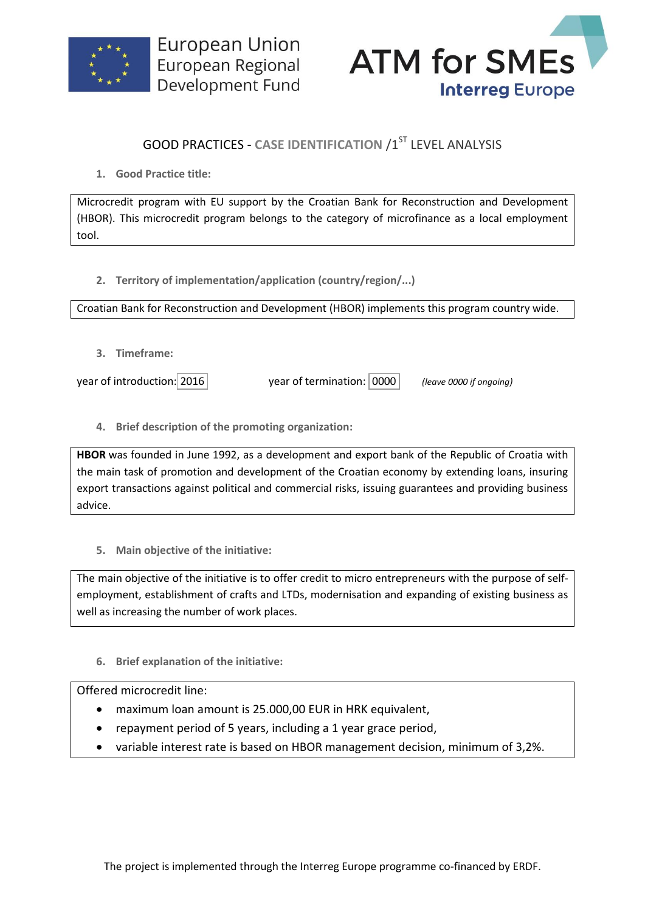European Union
European Regional
Development Fund

ATM for SMEs
Interreg Europe

## GOOD PRACTICES - CASE IDENTIFICATION /1ST LEVEL ANALYSIS

1. **Good Practice title:**

Microcredit program with EU support by the Croatian Bank for Reconstruction and Development (HBOR). This microcredit program belongs to the category of microfinance as a local employment tool.

2. **Territory of implementation/application (country/region/...)**

Croatian Bank for Reconstruction and Development (HBOR) implements this program country wide.

3. **Timeframe:**

year of introduction: 2016 year of termination: 0000 *(leave 0000 if ongoing)*

4. **Brief description of the promoting organization:**

**HBOR** was founded in June 1992, as a development and export bank of the Republic of Croatia with the main task of promotion and development of the Croatian economy by extending loans, insuring export transactions against political and commercial risks, issuing guarantees and providing business advice.

5. **Main objective of the initiative:**

The main objective of the initiative is to offer credit to micro entrepreneurs with the purpose of self-employment, establishment of crafts and LTDs, modernisation and expanding of existing business as well as increasing the number of work places.

6. **Brief explanation of the initiative:**

Offered microcredit line:

- maximum loan amount is 25.000,00 EUR in HRK equivalent,
- repayment period of 5 years, including a 1 year grace period,
- variable interest rate is based on HBOR management decision, minimum of 3,2%.

The project is implemented through the Interreg Europe programme co-financed by ERDF.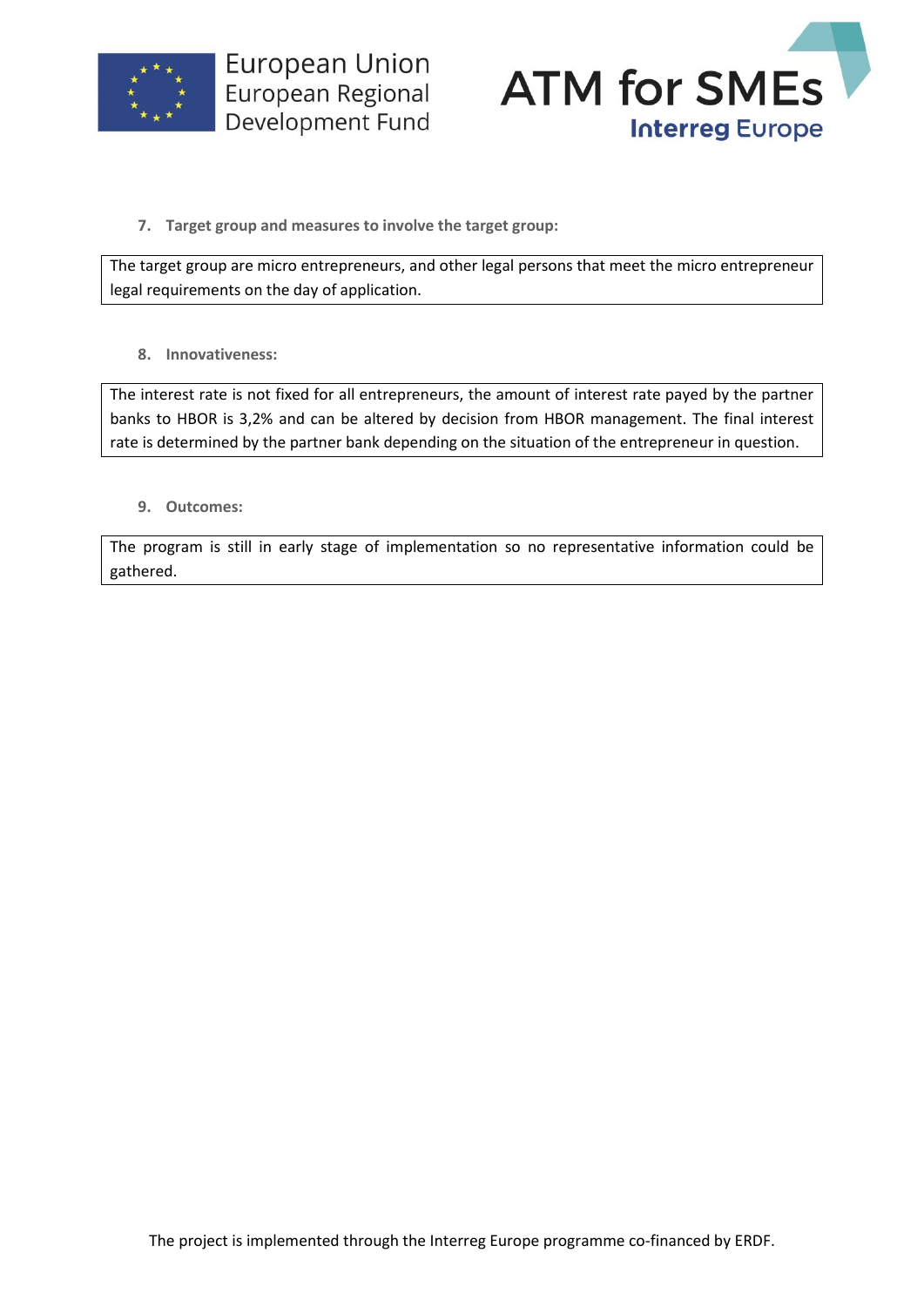7. **Target group and measures to involve the target group:**

| |
|---|
| The target group are micro entrepreneurs, and other legal persons that meet the micro entrepreneur legal requirements on the day of application. |

8. **Innovativeness:**

| |
|---|
| The interest rate is not fixed for all entrepreneurs, the amount of interest rate payed by the partner banks to HBOR is 3,2% and can be altered by decision from HBOR management. The final interest rate is determined by the partner bank depending on the situation of the entrepreneur in question. |

9. **Outcomes:**

| |
|---|
| The program is still in early stage of implementation so no representative information could be gathered. |